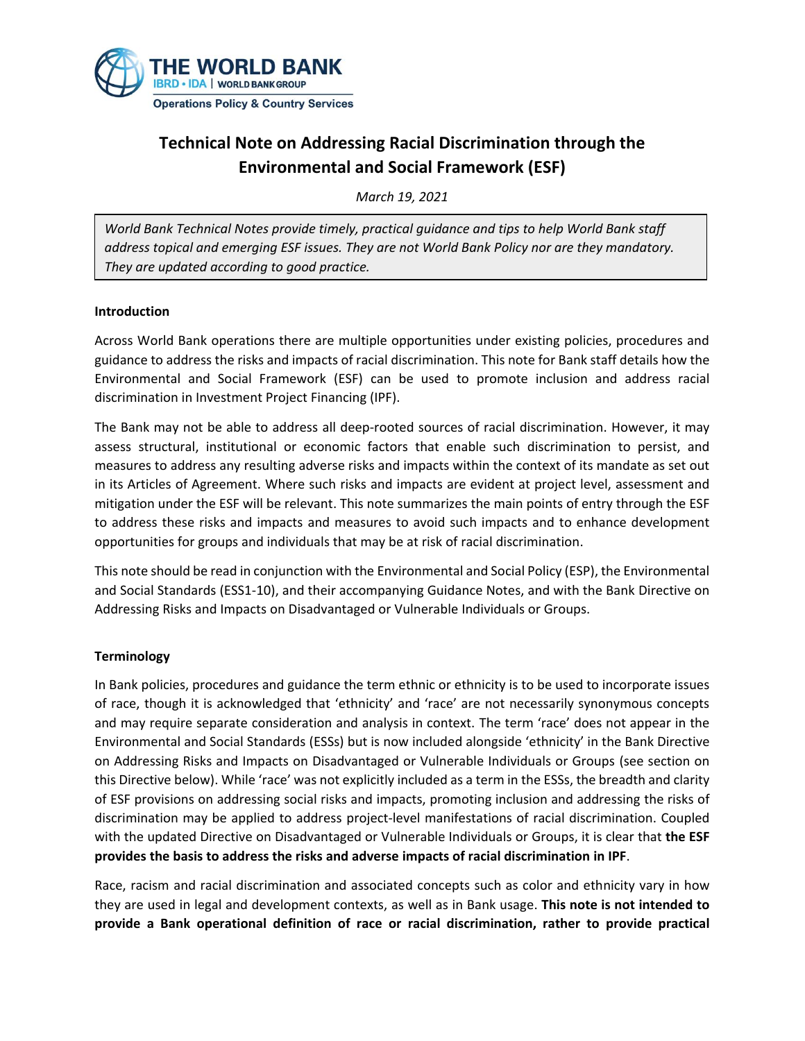# Technical Note on Addressing Racial Discrimination through the Environmental and Social Framework (ESF)

*March 19, 2021*

*World Bank Technical Notes provide timely, practical guidance and tips to help World Bank staff address topical and emerging ESF issues. They are not World Bank Policy nor are they mandatory. They are updated according to good practice.*

## Introduction

Across World Bank operations there are multiple opportunities under existing policies, procedures and guidance to address the risks and impacts of racial discrimination. This note for Bank staff details how the Environmental and Social Framework (ESF) can be used to promote inclusion and address racial discrimination in Investment Project Financing (IPF).

The Bank may not be able to address all deep-rooted sources of racial discrimination. However, it may assess structural, institutional or economic factors that enable such discrimination to persist, and measures to address any resulting adverse risks and impacts within the context of its mandate as set out in its Articles of Agreement. Where such risks and impacts are evident at project level, assessment and mitigation under the ESF will be relevant. This note summarizes the main points of entry through the ESF to address these risks and impacts and measures to avoid such impacts and to enhance development opportunities for groups and individuals that may be at risk of racial discrimination.

This note should be read in conjunction with the Environmental and Social Policy (ESP), the Environmental and Social Standards (ESS1-10), and their accompanying Guidance Notes, and with the Bank Directive on Addressing Risks and Impacts on Disadvantaged or Vulnerable Individuals or Groups.

## Terminology

In Bank policies, procedures and guidance the term ethnic or ethnicity is to be used to incorporate issues of race, though it is acknowledged that 'ethnicity' and 'race' are not necessarily synonymous concepts and may require separate consideration and analysis in context. The term 'race' does not appear in the Environmental and Social Standards (ESSs) but is now included alongside 'ethnicity' in the Bank Directive on Addressing Risks and Impacts on Disadvantaged or Vulnerable Individuals or Groups (see section on this Directive below). While 'race' was not explicitly included as a term in the ESSs, the breadth and clarity of ESF provisions on addressing social risks and impacts, promoting inclusion and addressing the risks of discrimination may be applied to address project-level manifestations of racial discrimination. Coupled with the updated Directive on Disadvantaged or Vulnerable Individuals or Groups, it is clear that **the ESF provides the basis to address the risks and adverse impacts of racial discrimination in IPF**.

Race, racism and racial discrimination and associated concepts such as color and ethnicity vary in how they are used in legal and development contexts, as well as in Bank usage. **This note is not intended to provide a Bank operational definition of race or racial discrimination, rather to provide practical**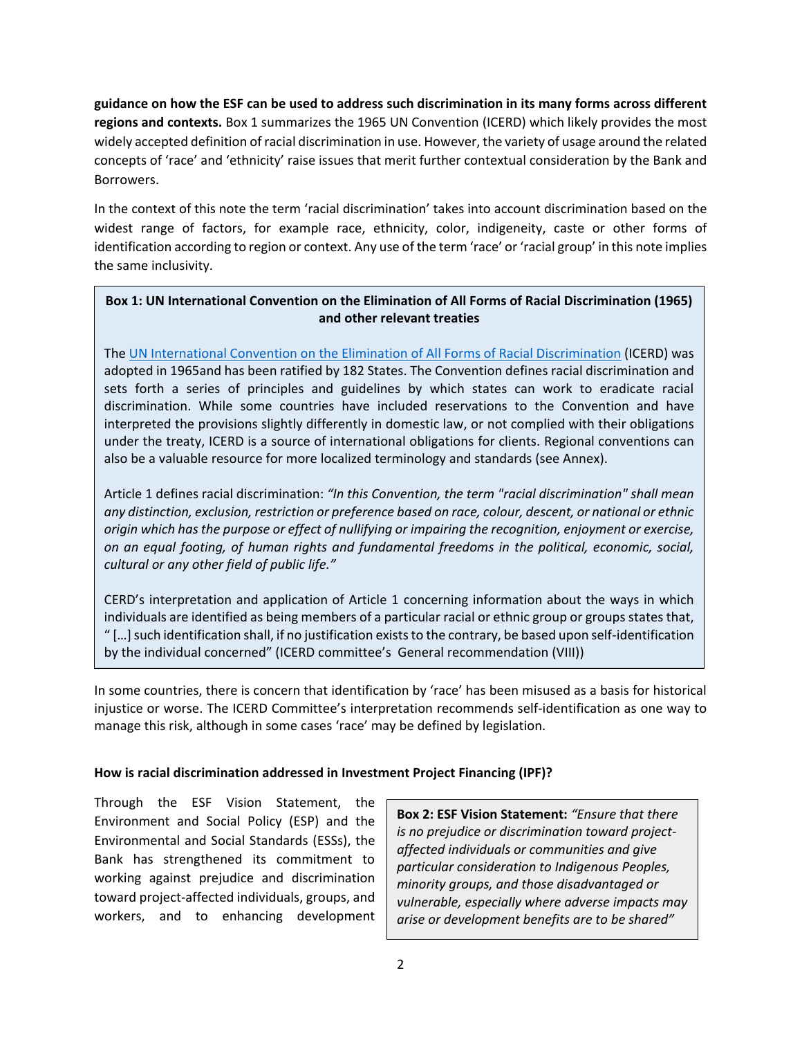**guidance on how the ESF can be used to address such discrimination in its many forms across different regions and contexts.** Box 1 summarizes the 1965 UN Convention (ICERD) which likely provides the most widely accepted definition of racial discrimination in use. However, the variety of usage around the related concepts of 'race' and 'ethnicity' raise issues that merit further contextual consideration by the Bank and Borrowers.

In the context of this note the term 'racial discrimination' takes into account discrimination based on the widest range of factors, for example race, ethnicity, color, indigeneity, caste or other forms of identification according to region or context. Any use of the term 'race' or 'racial group' in this note implies the same inclusivity.

> **Box 1: UN International Convention on the Elimination of All Forms of Racial Discrimination (1965) and other relevant treaties**
>
> The UN International Convention on the Elimination of All Forms of Racial Discrimination (ICERD) was adopted in 1965and has been ratified by 182 States. The Convention defines racial discrimination and sets forth a series of principles and guidelines by which states can work to eradicate racial discrimination. While some countries have included reservations to the Convention and have interpreted the provisions slightly differently in domestic law, or not complied with their obligations under the treaty, ICERD is a source of international obligations for clients. Regional conventions can also be a valuable resource for more localized terminology and standards (see Annex).
>
> Article 1 defines racial discrimination: *"In this Convention, the term "racial discrimination" shall mean any distinction, exclusion, restriction or preference based on race, colour, descent, or national or ethnic origin which has the purpose or effect of nullifying or impairing the recognition, enjoyment or exercise, on an equal footing, of human rights and fundamental freedoms in the political, economic, social, cultural or any other field of public life."*
>
> CERD's interpretation and application of Article 1 concerning information about the ways in which individuals are identified as being members of a particular racial or ethnic group or groups states that, " […] such identification shall, if no justification exists to the contrary, be based upon self-identification by the individual concerned" (ICERD committee's General recommendation (VIII))

In some countries, there is concern that identification by 'race' has been misused as a basis for historical injustice or worse. The ICERD Committee's interpretation recommends self-identification as one way to manage this risk, although in some cases 'race' may be defined by legislation.

**How is racial discrimination addressed in Investment Project Financing (IPF)?**

> **Box 2: ESF Vision Statement:** *"Ensure that there is no prejudice or discrimination toward project-affected individuals or communities and give particular consideration to Indigenous Peoples, minority groups, and those disadvantaged or vulnerable, especially where adverse impacts may arise or development benefits are to be shared"*

Through the ESF Vision Statement, the Environment and Social Policy (ESP) and the Environmental and Social Standards (ESSs), the Bank has strengthened its commitment to working against prejudice and discrimination toward project-affected individuals, groups, and workers, and to enhancing development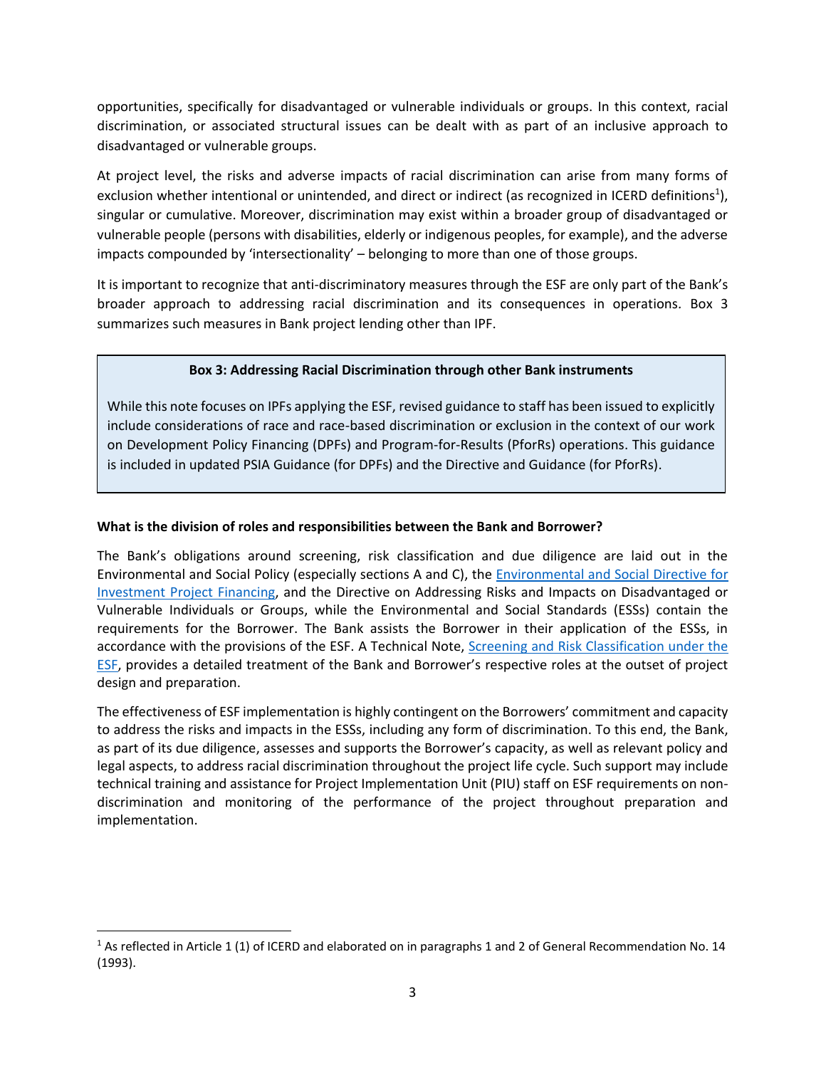opportunities, specifically for disadvantaged or vulnerable individuals or groups. In this context, racial discrimination, or associated structural issues can be dealt with as part of an inclusive approach to disadvantaged or vulnerable groups.

At project level, the risks and adverse impacts of racial discrimination can arise from many forms of exclusion whether intentional or unintended, and direct or indirect (as recognized in ICERD definitions[1]), singular or cumulative. Moreover, discrimination may exist within a broader group of disadvantaged or vulnerable people (persons with disabilities, elderly or indigenous peoples, for example), and the adverse impacts compounded by 'intersectionality' – belonging to more than one of those groups.

It is important to recognize that anti-discriminatory measures through the ESF are only part of the Bank's broader approach to addressing racial discrimination and its consequences in operations. Box 3 summarizes such measures in Bank project lending other than IPF.

> **Box 3: Addressing Racial Discrimination through other Bank instruments**
>
> While this note focuses on IPFs applying the ESF, revised guidance to staff has been issued to explicitly include considerations of race and race-based discrimination or exclusion in the context of our work on Development Policy Financing (DPFs) and Program-for-Results (PforRs) operations. This guidance is included in updated PSIA Guidance (for DPFs) and the Directive and Guidance (for PforRs).

**What is the division of roles and responsibilities between the Bank and Borrower?**

The Bank's obligations around screening, risk classification and due diligence are laid out in the Environmental and Social Policy (especially sections A and C), the Environmental and Social Directive for Investment Project Financing, and the Directive on Addressing Risks and Impacts on Disadvantaged or Vulnerable Individuals or Groups, while the Environmental and Social Standards (ESSs) contain the requirements for the Borrower. The Bank assists the Borrower in their application of the ESSs, in accordance with the provisions of the ESF. A Technical Note, Screening and Risk Classification under the ESF, provides a detailed treatment of the Bank and Borrower's respective roles at the outset of project design and preparation.

The effectiveness of ESF implementation is highly contingent on the Borrowers' commitment and capacity to address the risks and impacts in the ESSs, including any form of discrimination. To this end, the Bank, as part of its due diligence, assesses and supports the Borrower's capacity, as well as relevant policy and legal aspects, to address racial discrimination throughout the project life cycle. Such support may include technical training and assistance for Project Implementation Unit (PIU) staff on ESF requirements on non-discrimination and monitoring of the performance of the project throughout preparation and implementation.

---

[1] As reflected in Article 1 (1) of ICERD and elaborated on in paragraphs 1 and 2 of General Recommendation No. 14 (1993).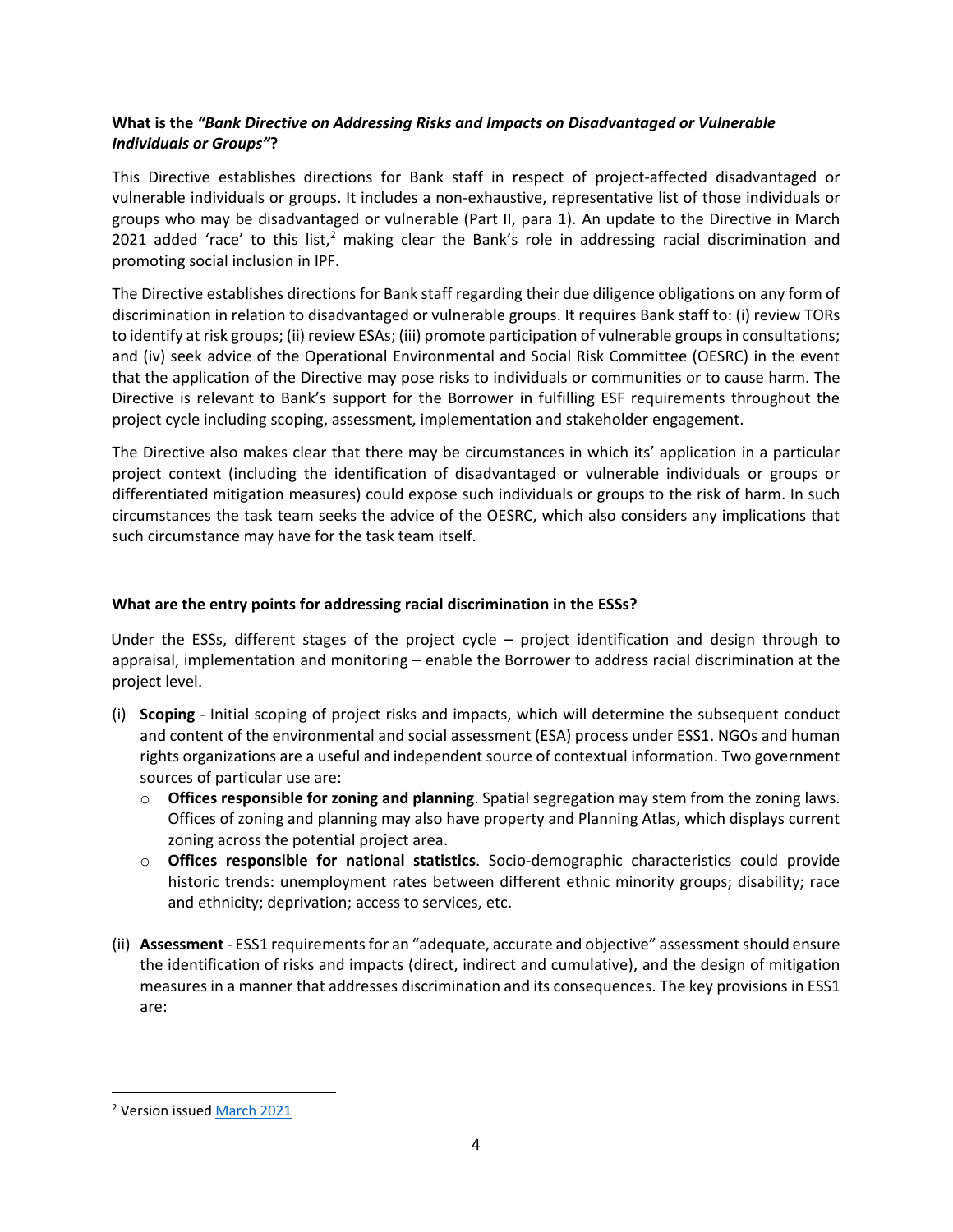**What is the *"Bank Directive on Addressing Risks and Impacts on Disadvantaged or Vulnerable Individuals or Groups"*?**

This Directive establishes directions for Bank staff in respect of project-affected disadvantaged or vulnerable individuals or groups. It includes a non-exhaustive, representative list of those individuals or groups who may be disadvantaged or vulnerable (Part II, para 1). An update to the Directive in March 2021 added 'race' to this list,[2] making clear the Bank's role in addressing racial discrimination and promoting social inclusion in IPF.

The Directive establishes directions for Bank staff regarding their due diligence obligations on any form of discrimination in relation to disadvantaged or vulnerable groups. It requires Bank staff to: (i) review TORs to identify at risk groups; (ii) review ESAs; (iii) promote participation of vulnerable groups in consultations; and (iv) seek advice of the Operational Environmental and Social Risk Committee (OESRC) in the event that the application of the Directive may pose risks to individuals or communities or to cause harm. The Directive is relevant to Bank's support for the Borrower in fulfilling ESF requirements throughout the project cycle including scoping, assessment, implementation and stakeholder engagement.

The Directive also makes clear that there may be circumstances in which its' application in a particular project context (including the identification of disadvantaged or vulnerable individuals or groups or differentiated mitigation measures) could expose such individuals or groups to the risk of harm. In such circumstances the task team seeks the advice of the OESRC, which also considers any implications that such circumstance may have for the task team itself.

**What are the entry points for addressing racial discrimination in the ESSs?**

Under the ESSs, different stages of the project cycle – project identification and design through to appraisal, implementation and monitoring – enable the Borrower to address racial discrimination at the project level.

(i) **Scoping** - Initial scoping of project risks and impacts, which will determine the subsequent conduct and content of the environmental and social assessment (ESA) process under ESS1. NGOs and human rights organizations are a useful and independent source of contextual information. Two government sources of particular use are:
   - **Offices responsible for zoning and planning**. Spatial segregation may stem from the zoning laws. Offices of zoning and planning may also have property and Planning Atlas, which displays current zoning across the potential project area.
   - **Offices responsible for national statistics**. Socio-demographic characteristics could provide historic trends: unemployment rates between different ethnic minority groups; disability; race and ethnicity; deprivation; access to services, etc.

(ii) **Assessment** - ESS1 requirements for an "adequate, accurate and objective" assessment should ensure the identification of risks and impacts (direct, indirect and cumulative), and the design of mitigation measures in a manner that addresses discrimination and its consequences. The key provisions in ESS1 are:

---

[2] Version issued March 2021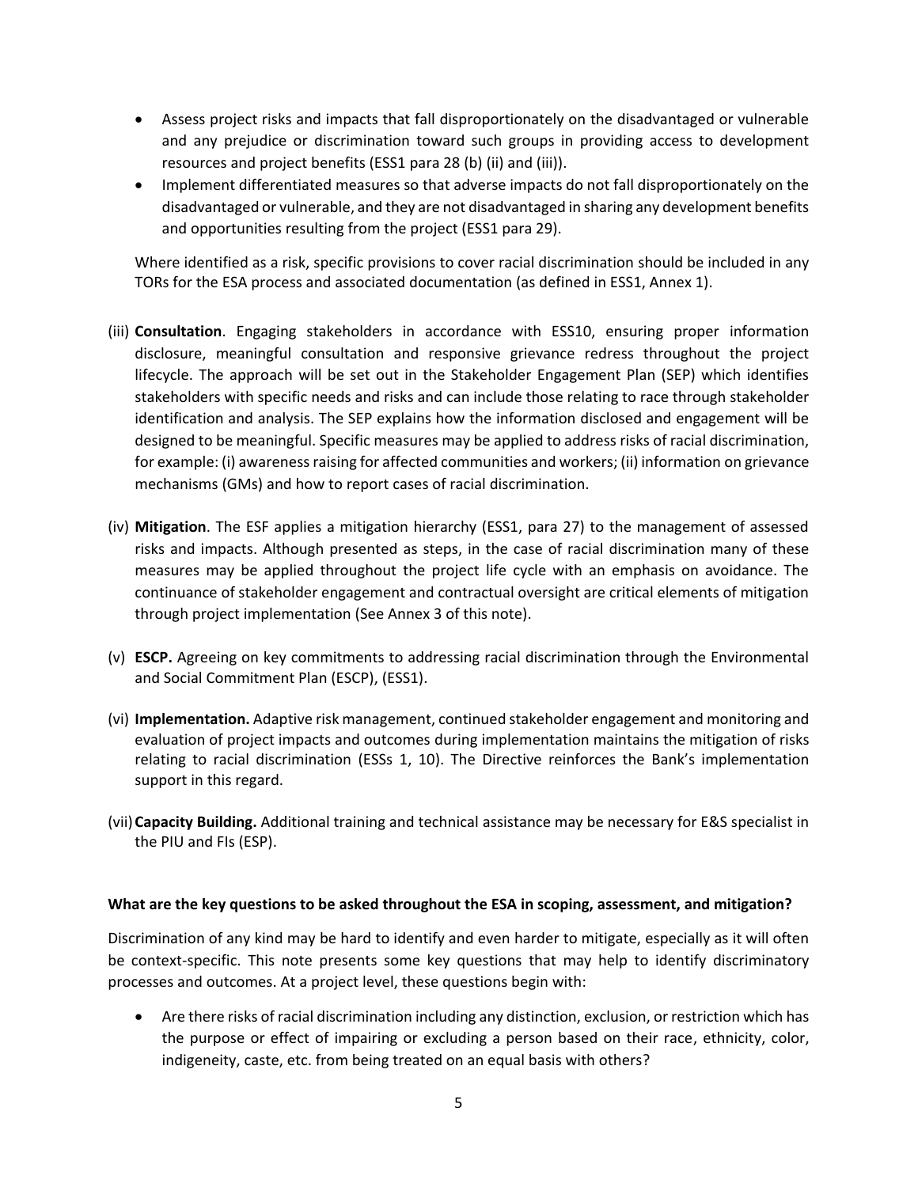- Assess project risks and impacts that fall disproportionately on the disadvantaged or vulnerable and any prejudice or discrimination toward such groups in providing access to development resources and project benefits (ESS1 para 28 (b) (ii) and (iii)).
- Implement differentiated measures so that adverse impacts do not fall disproportionately on the disadvantaged or vulnerable, and they are not disadvantaged in sharing any development benefits and opportunities resulting from the project (ESS1 para 29).

Where identified as a risk, specific provisions to cover racial discrimination should be included in any TORs for the ESA process and associated documentation (as defined in ESS1, Annex 1).

(iii) **Consultation**. Engaging stakeholders in accordance with ESS10, ensuring proper information disclosure, meaningful consultation and responsive grievance redress throughout the project lifecycle. The approach will be set out in the Stakeholder Engagement Plan (SEP) which identifies stakeholders with specific needs and risks and can include those relating to race through stakeholder identification and analysis. The SEP explains how the information disclosed and engagement will be designed to be meaningful. Specific measures may be applied to address risks of racial discrimination, for example: (i) awareness raising for affected communities and workers; (ii) information on grievance mechanisms (GMs) and how to report cases of racial discrimination.

(iv) **Mitigation**. The ESF applies a mitigation hierarchy (ESS1, para 27) to the management of assessed risks and impacts. Although presented as steps, in the case of racial discrimination many of these measures may be applied throughout the project life cycle with an emphasis on avoidance. The continuance of stakeholder engagement and contractual oversight are critical elements of mitigation through project implementation (See Annex 3 of this note).

(v) **ESCP.** Agreeing on key commitments to addressing racial discrimination through the Environmental and Social Commitment Plan (ESCP), (ESS1).

(vi) **Implementation.** Adaptive risk management, continued stakeholder engagement and monitoring and evaluation of project impacts and outcomes during implementation maintains the mitigation of risks relating to racial discrimination (ESSs 1, 10). The Directive reinforces the Bank's implementation support in this regard.

(vii) **Capacity Building.** Additional training and technical assistance may be necessary for E&S specialist in the PIU and FIs (ESP).

**What are the key questions to be asked throughout the ESA in scoping, assessment, and mitigation?**

Discrimination of any kind may be hard to identify and even harder to mitigate, especially as it will often be context-specific. This note presents some key questions that may help to identify discriminatory processes and outcomes. At a project level, these questions begin with:

- Are there risks of racial discrimination including any distinction, exclusion, or restriction which has the purpose or effect of impairing or excluding a person based on their race, ethnicity, color, indigeneity, caste, etc. from being treated on an equal basis with others?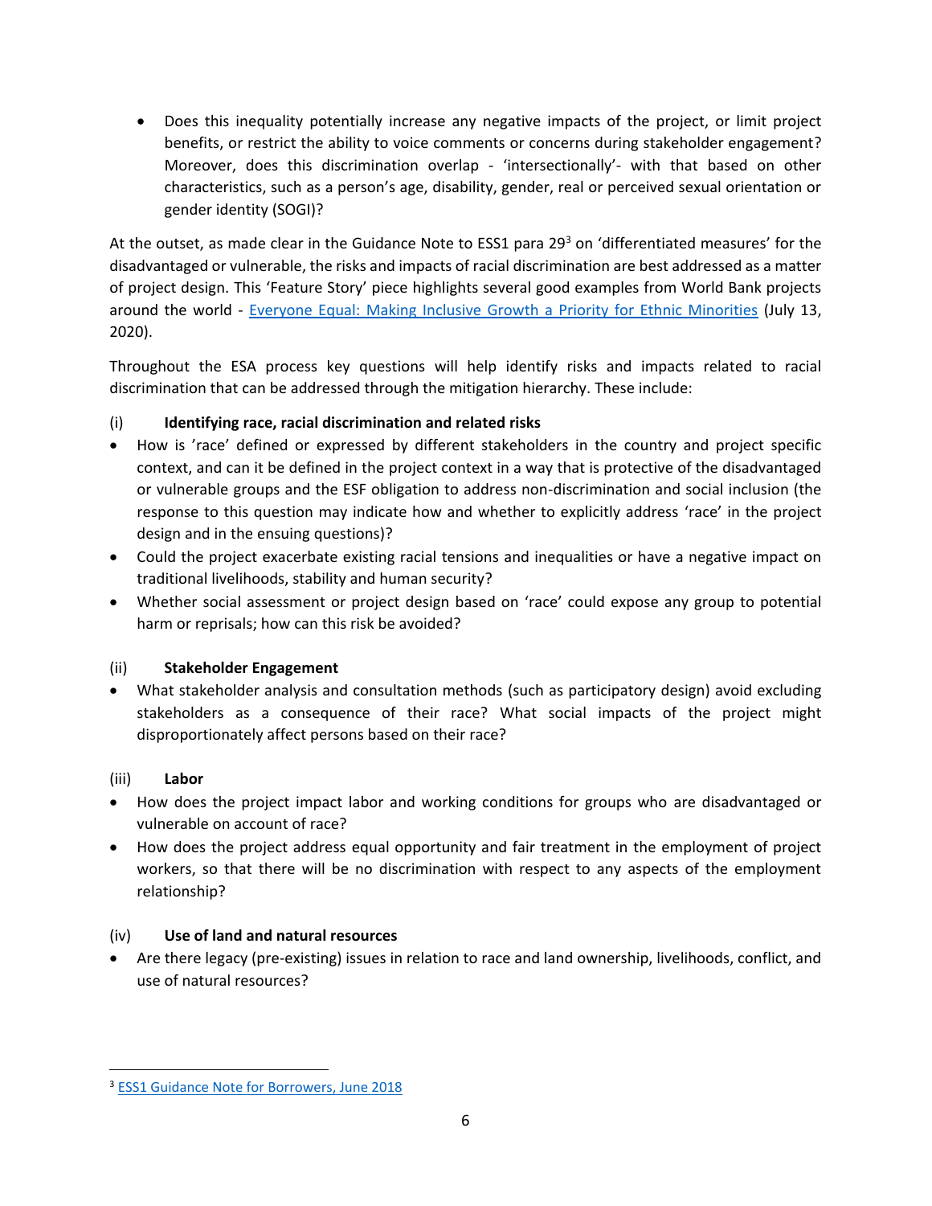- Does this inequality potentially increase any negative impacts of the project, or limit project benefits, or restrict the ability to voice comments or concerns during stakeholder engagement? Moreover, does this discrimination overlap - 'intersectionally'- with that based on other characteristics, such as a person's age, disability, gender, real or perceived sexual orientation or gender identity (SOGI)?

At the outset, as made clear in the Guidance Note to ESS1 para 29[3] on 'differentiated measures' for the disadvantaged or vulnerable, the risks and impacts of racial discrimination are best addressed as a matter of project design. This 'Feature Story' piece highlights several good examples from World Bank projects around the world - Everyone Equal: Making Inclusive Growth a Priority for Ethnic Minorities (July 13, 2020).

Throughout the ESA process key questions will help identify risks and impacts related to racial discrimination that can be addressed through the mitigation hierarchy. These include:

(i) **Identifying race, racial discrimination and related risks**

- How is 'race' defined or expressed by different stakeholders in the country and project specific context, and can it be defined in the project context in a way that is protective of the disadvantaged or vulnerable groups and the ESF obligation to address non-discrimination and social inclusion (the response to this question may indicate how and whether to explicitly address 'race' in the project design and in the ensuing questions)?
- Could the project exacerbate existing racial tensions and inequalities or have a negative impact on traditional livelihoods, stability and human security?
- Whether social assessment or project design based on 'race' could expose any group to potential harm or reprisals; how can this risk be avoided?

(ii) **Stakeholder Engagement**

- What stakeholder analysis and consultation methods (such as participatory design) avoid excluding stakeholders as a consequence of their race? What social impacts of the project might disproportionately affect persons based on their race?

(iii) **Labor**

- How does the project impact labor and working conditions for groups who are disadvantaged or vulnerable on account of race?
- How does the project address equal opportunity and fair treatment in the employment of project workers, so that there will be no discrimination with respect to any aspects of the employment relationship?

(iv) **Use of land and natural resources**

- Are there legacy (pre-existing) issues in relation to race and land ownership, livelihoods, conflict, and use of natural resources?

---

[3] ESS1 Guidance Note for Borrowers, June 2018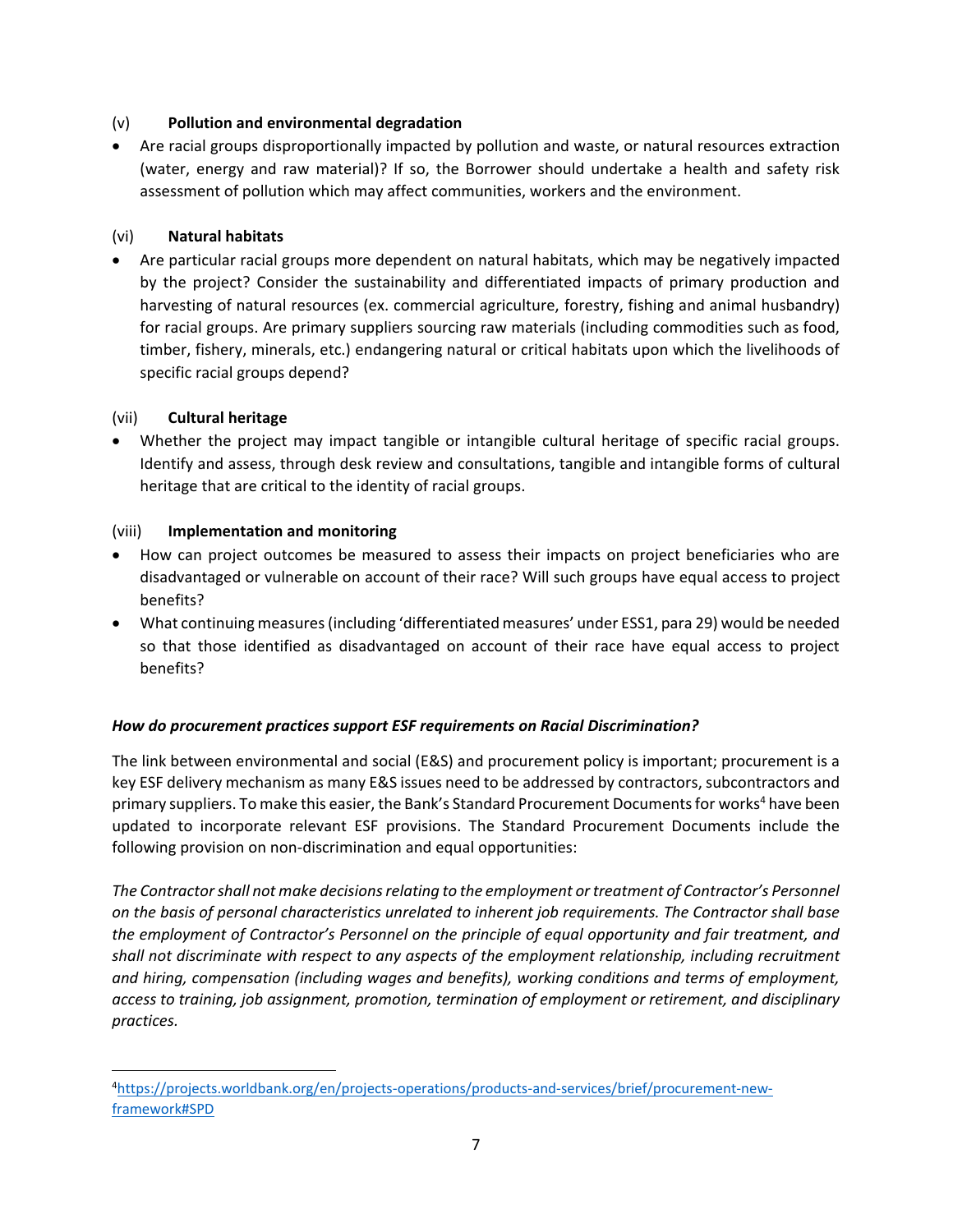(v) **Pollution and environmental degradation**

- Are racial groups disproportionally impacted by pollution and waste, or natural resources extraction (water, energy and raw material)? If so, the Borrower should undertake a health and safety risk assessment of pollution which may affect communities, workers and the environment.

(vi) **Natural habitats**

- Are particular racial groups more dependent on natural habitats, which may be negatively impacted by the project? Consider the sustainability and differentiated impacts of primary production and harvesting of natural resources (ex. commercial agriculture, forestry, fishing and animal husbandry) for racial groups. Are primary suppliers sourcing raw materials (including commodities such as food, timber, fishery, minerals, etc.) endangering natural or critical habitats upon which the livelihoods of specific racial groups depend?

(vii) **Cultural heritage**

- Whether the project may impact tangible or intangible cultural heritage of specific racial groups. Identify and assess, through desk review and consultations, tangible and intangible forms of cultural heritage that are critical to the identity of racial groups.

(viii) **Implementation and monitoring**

- How can project outcomes be measured to assess their impacts on project beneficiaries who are disadvantaged or vulnerable on account of their race? Will such groups have equal access to project benefits?
- What continuing measures (including 'differentiated measures' under ESS1, para 29) would be needed so that those identified as disadvantaged on account of their race have equal access to project benefits?

***How do procurement practices support ESF requirements on Racial Discrimination?***

The link between environmental and social (E&S) and procurement policy is important; procurement is a key ESF delivery mechanism as many E&S issues need to be addressed by contractors, subcontractors and primary suppliers. To make this easier, the Bank's Standard Procurement Documents for works[4] have been updated to incorporate relevant ESF provisions. The Standard Procurement Documents include the following provision on non-discrimination and equal opportunities:

*The Contractor shall not make decisions relating to the employment or treatment of Contractor's Personnel on the basis of personal characteristics unrelated to inherent job requirements. The Contractor shall base the employment of Contractor's Personnel on the principle of equal opportunity and fair treatment, and shall not discriminate with respect to any aspects of the employment relationship, including recruitment and hiring, compensation (including wages and benefits), working conditions and terms of employment, access to training, job assignment, promotion, termination of employment or retirement, and disciplinary practices.*

[4] https://projects.worldbank.org/en/projects-operations/products-and-services/brief/procurement-new-framework#SPD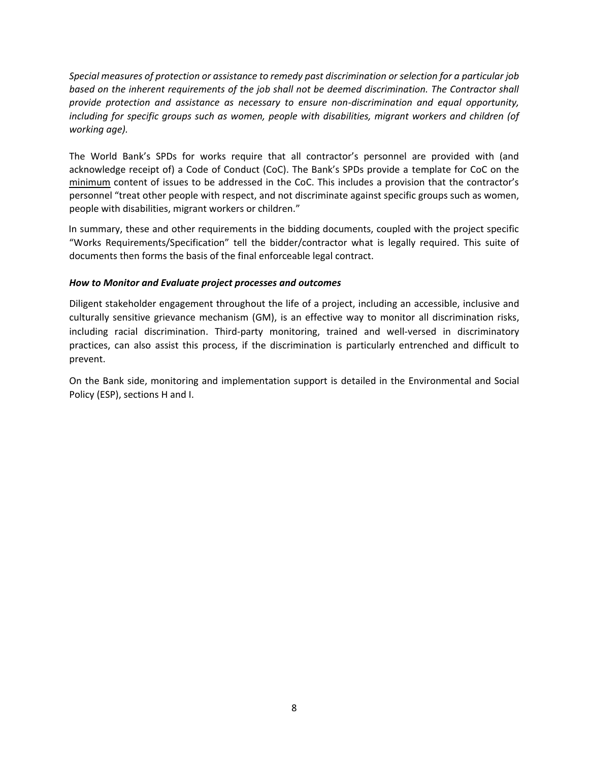*Special measures of protection or assistance to remedy past discrimination or selection for a particular job based on the inherent requirements of the job shall not be deemed discrimination. The Contractor shall provide protection and assistance as necessary to ensure non-discrimination and equal opportunity, including for specific groups such as women, people with disabilities, migrant workers and children (of working age).*

The World Bank's SPDs for works require that all contractor's personnel are provided with (and acknowledge receipt of) a Code of Conduct (CoC). The Bank's SPDs provide a template for CoC on the <u>minimum</u> content of issues to be addressed in the CoC. This includes a provision that the contractor's personnel "treat other people with respect, and not discriminate against specific groups such as women, people with disabilities, migrant workers or children."

In summary, these and other requirements in the bidding documents, coupled with the project specific "Works Requirements/Specification" tell the bidder/contractor what is legally required. This suite of documents then forms the basis of the final enforceable legal contract.

***How to Monitor and Evaluate project processes and outcomes***

Diligent stakeholder engagement throughout the life of a project, including an accessible, inclusive and culturally sensitive grievance mechanism (GM), is an effective way to monitor all discrimination risks, including racial discrimination. Third-party monitoring, trained and well-versed in discriminatory practices, can also assist this process, if the discrimination is particularly entrenched and difficult to prevent.

On the Bank side, monitoring and implementation support is detailed in the Environmental and Social Policy (ESP), sections H and I.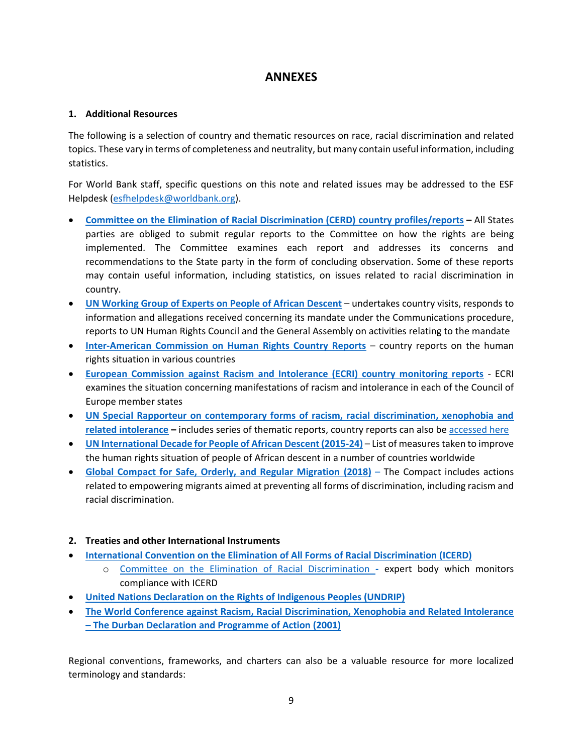# ANNEXES

## 1. Additional Resources

The following is a selection of country and thematic resources on race, racial discrimination and related topics. These vary in terms of completeness and neutrality, but many contain useful information, including statistics.

For World Bank staff, specific questions on this note and related issues may be addressed to the ESF Helpdesk (esfhelpdesk@worldbank.org).

- **Committee on the Elimination of Racial Discrimination (CERD) country profiles/reports –** All States parties are obliged to submit regular reports to the Committee on how the rights are being implemented. The Committee examines each report and addresses its concerns and recommendations to the State party in the form of concluding observation. Some of these reports may contain useful information, including statistics, on issues related to racial discrimination in country.
- **UN Working Group of Experts on People of African Descent** – undertakes country visits, responds to information and allegations received concerning its mandate under the Communications procedure, reports to UN Human Rights Council and the General Assembly on activities relating to the mandate
- **Inter-American Commission on Human Rights Country Reports** – country reports on the human rights situation in various countries
- **European Commission against Racism and Intolerance (ECRI) country monitoring reports** - ECRI examines the situation concerning manifestations of racism and intolerance in each of the Council of Europe member states
- **UN Special Rapporteur on contemporary forms of racism, racial discrimination, xenophobia and related intolerance –** includes series of thematic reports, country reports can also be accessed here
- **UN International Decade for People of African Descent (2015-24)** – List of measures taken to improve the human rights situation of people of African descent in a number of countries worldwide
- **Global Compact for Safe, Orderly, and Regular Migration (2018)** – The Compact includes actions related to empowering migrants aimed at preventing all forms of discrimination, including racism and racial discrimination.

## 2. Treaties and other International Instruments

- **International Convention on the Elimination of All Forms of Racial Discrimination (ICERD)**
  - Committee on the Elimination of Racial Discrimination - expert body which monitors compliance with ICERD
- **United Nations Declaration on the Rights of Indigenous Peoples (UNDRIP)**
- **The World Conference against Racism, Racial Discrimination, Xenophobia and Related Intolerance – The Durban Declaration and Programme of Action (2001)**

Regional conventions, frameworks, and charters can also be a valuable resource for more localized terminology and standards: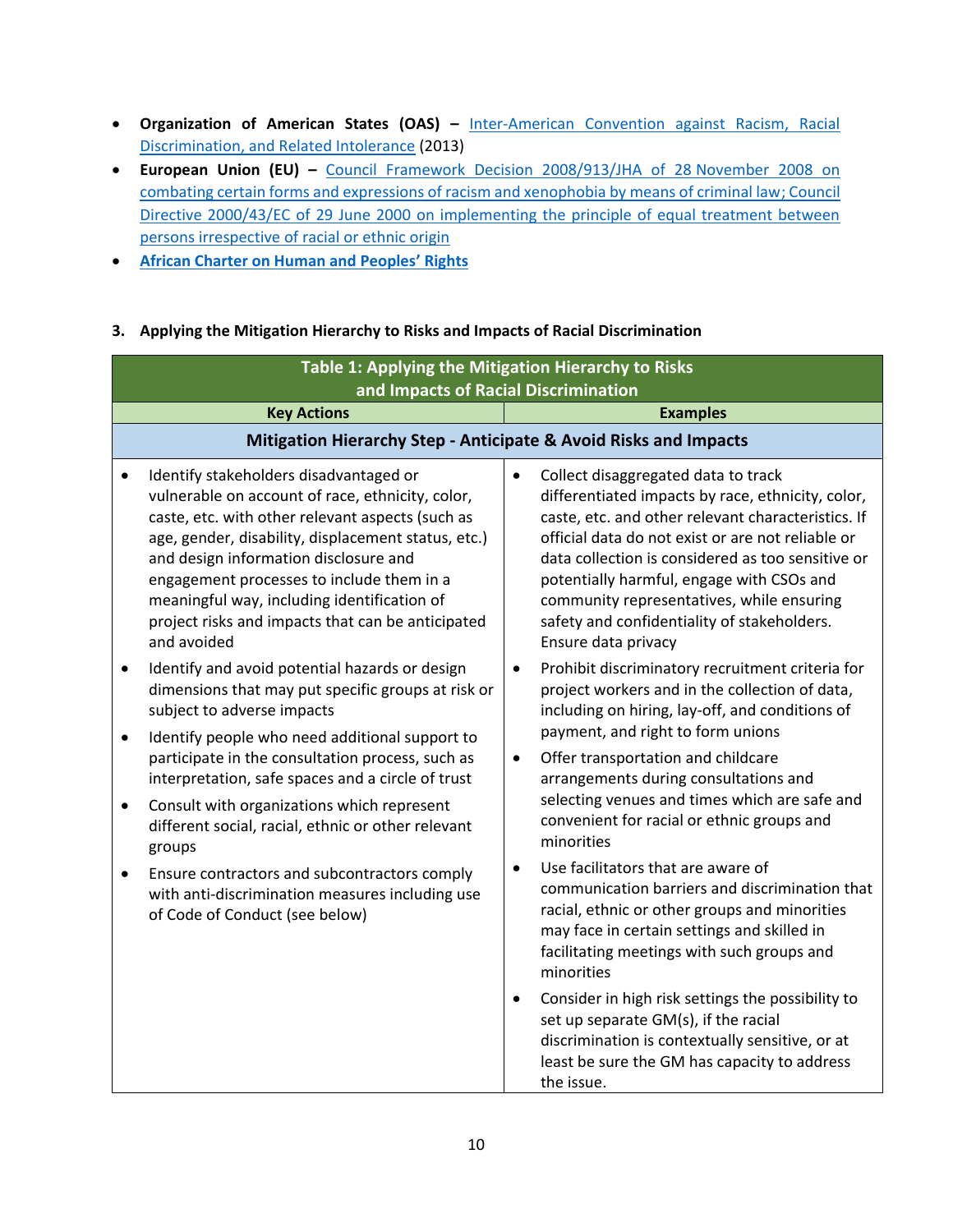- **Organization of American States (OAS) –** [Inter-American Convention against Racism, Racial Discrimination, and Related Intolerance]() (2013)
- **European Union (EU) –** [Council Framework Decision 2008/913/JHA of 28 November 2008 on combating certain forms and expressions of racism and xenophobia by means of criminal law; Council Directive 2000/43/EC of 29 June 2000 on implementing the principle of equal treatment between persons irrespective of racial or ethnic origin]()
- [**African Charter on Human and Peoples' Rights**]()

## 3. Applying the Mitigation Hierarchy to Risks and Impacts of Racial Discrimination

| **Table 1: Applying the Mitigation Hierarchy to Risks and Impacts of Racial Discrimination** | |
|---|---|
| **Key Actions** | **Examples** |
| **Mitigation Hierarchy Step - Anticipate & Avoid Risks and Impacts** | |
| • Identify stakeholders disadvantaged or vulnerable on account of race, ethnicity, color, caste, etc. with other relevant aspects (such as age, gender, disability, displacement status, etc.) and design information disclosure and engagement processes to include them in a meaningful way, including identification of project risks and impacts that can be anticipated and avoided<br>• Identify and avoid potential hazards or design dimensions that may put specific groups at risk or subject to adverse impacts<br>• Identify people who need additional support to participate in the consultation process, such as interpretation, safe spaces and a circle of trust<br>• Consult with organizations which represent different social, racial, ethnic or other relevant groups<br>• Ensure contractors and subcontractors comply with anti-discrimination measures including use of Code of Conduct (see below) | • Collect disaggregated data to track differentiated impacts by race, ethnicity, color, caste, etc. and other relevant characteristics. If official data do not exist or are not reliable or data collection is considered as too sensitive or potentially harmful, engage with CSOs and community representatives, while ensuring safety and confidentiality of stakeholders. Ensure data privacy<br>• Prohibit discriminatory recruitment criteria for project workers and in the collection of data, including on hiring, lay-off, and conditions of payment, and right to form unions<br>• Offer transportation and childcare arrangements during consultations and selecting venues and times which are safe and convenient for racial or ethnic groups and minorities<br>• Use facilitators that are aware of communication barriers and discrimination that racial, ethnic or other groups and minorities may face in certain settings and skilled in facilitating meetings with such groups and minorities<br>• Consider in high risk settings the possibility to set up separate GM(s), if the racial discrimination is contextually sensitive, or at least be sure the GM has capacity to address the issue. |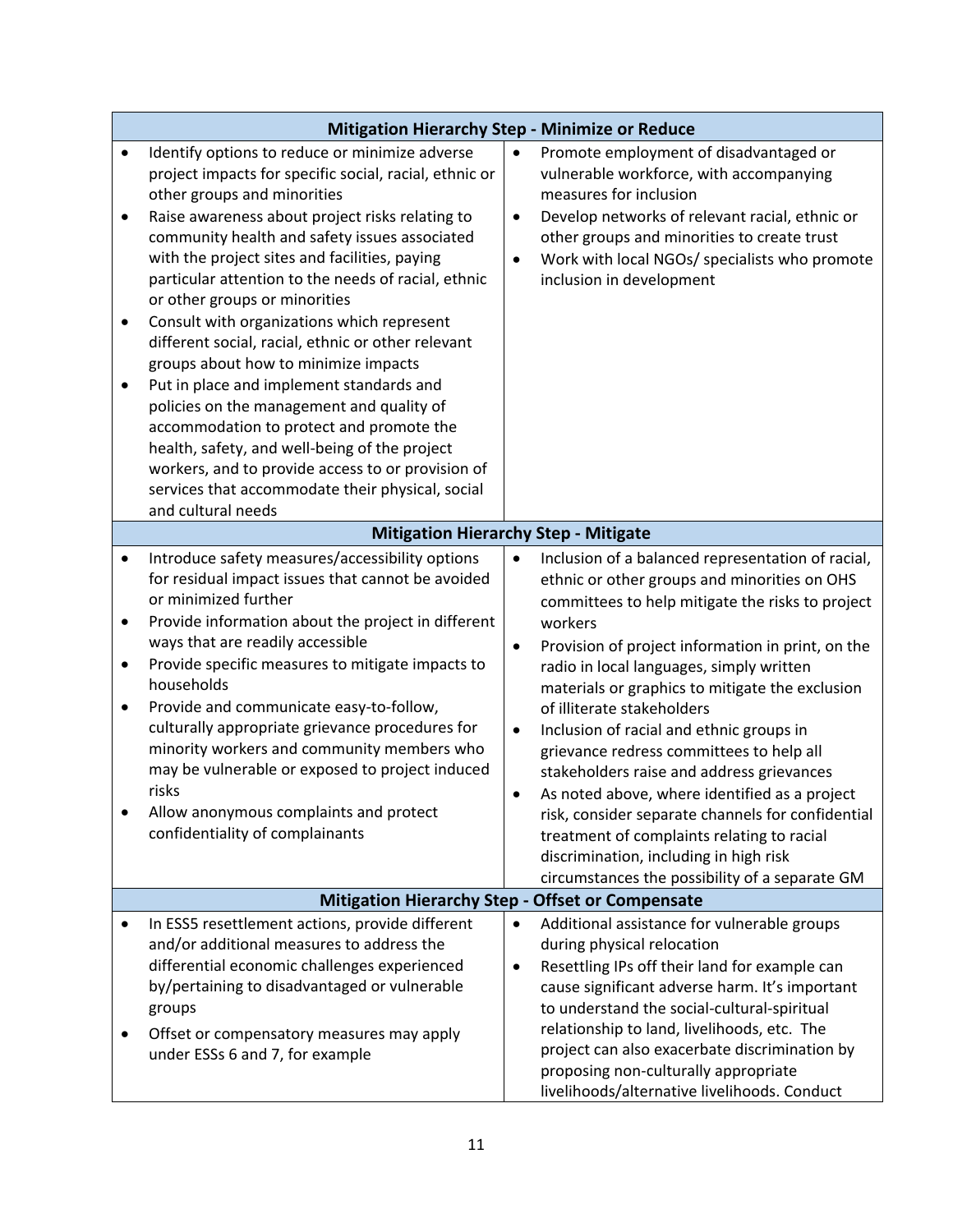| Mitigation Hierarchy Step - Minimize or Reduce | |
|---|---|
| • Identify options to reduce or minimize adverse project impacts for specific social, racial, ethnic or other groups and minorities<br>• Raise awareness about project risks relating to community health and safety issues associated with the project sites and facilities, paying particular attention to the needs of racial, ethnic or other groups or minorities<br>• Consult with organizations which represent different social, racial, ethnic or other relevant groups about how to minimize impacts<br>• Put in place and implement standards and policies on the management and quality of accommodation to protect and promote the health, safety, and well-being of the project workers, and to provide access to or provision of services that accommodate their physical, social and cultural needs | • Promote employment of disadvantaged or vulnerable workforce, with accompanying measures for inclusion<br>• Develop networks of relevant racial, ethnic or other groups and minorities to create trust<br>• Work with local NGOs/ specialists who promote inclusion in development |
| **Mitigation Hierarchy Step - Mitigate** | |
| • Introduce safety measures/accessibility options for residual impact issues that cannot be avoided or minimized further<br>• Provide information about the project in different ways that are readily accessible<br>• Provide specific measures to mitigate impacts to households<br>• Provide and communicate easy-to-follow, culturally appropriate grievance procedures for minority workers and community members who may be vulnerable or exposed to project induced risks<br>• Allow anonymous complaints and protect confidentiality of complainants | • Inclusion of a balanced representation of racial, ethnic or other groups and minorities on OHS committees to help mitigate the risks to project workers<br>• Provision of project information in print, on the radio in local languages, simply written materials or graphics to mitigate the exclusion of illiterate stakeholders<br>• Inclusion of racial and ethnic groups in grievance redress committees to help all stakeholders raise and address grievances<br>• As noted above, where identified as a project risk, consider separate channels for confidential treatment of complaints relating to racial discrimination, including in high risk circumstances the possibility of a separate GM |
| **Mitigation Hierarchy Step - Offset or Compensate** | |
| • In ESS5 resettlement actions, provide different and/or additional measures to address the differential economic challenges experienced by/pertaining to disadvantaged or vulnerable groups<br>• Offset or compensatory measures may apply under ESSs 6 and 7, for example | • Additional assistance for vulnerable groups during physical relocation<br>• Resettling IPs off their land for example can cause significant adverse harm. It's important to understand the social-cultural-spiritual relationship to land, livelihoods, etc. The project can also exacerbate discrimination by proposing non-culturally appropriate livelihoods/alternative livelihoods. Conduct |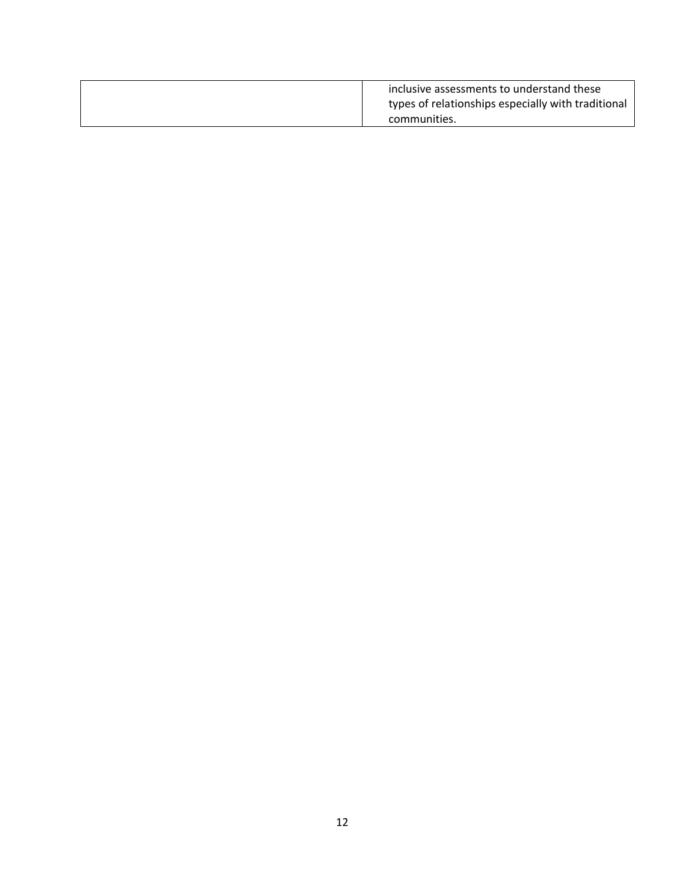| | |
|---|---|
| | inclusive assessments to understand these types of relationships especially with traditional communities. |